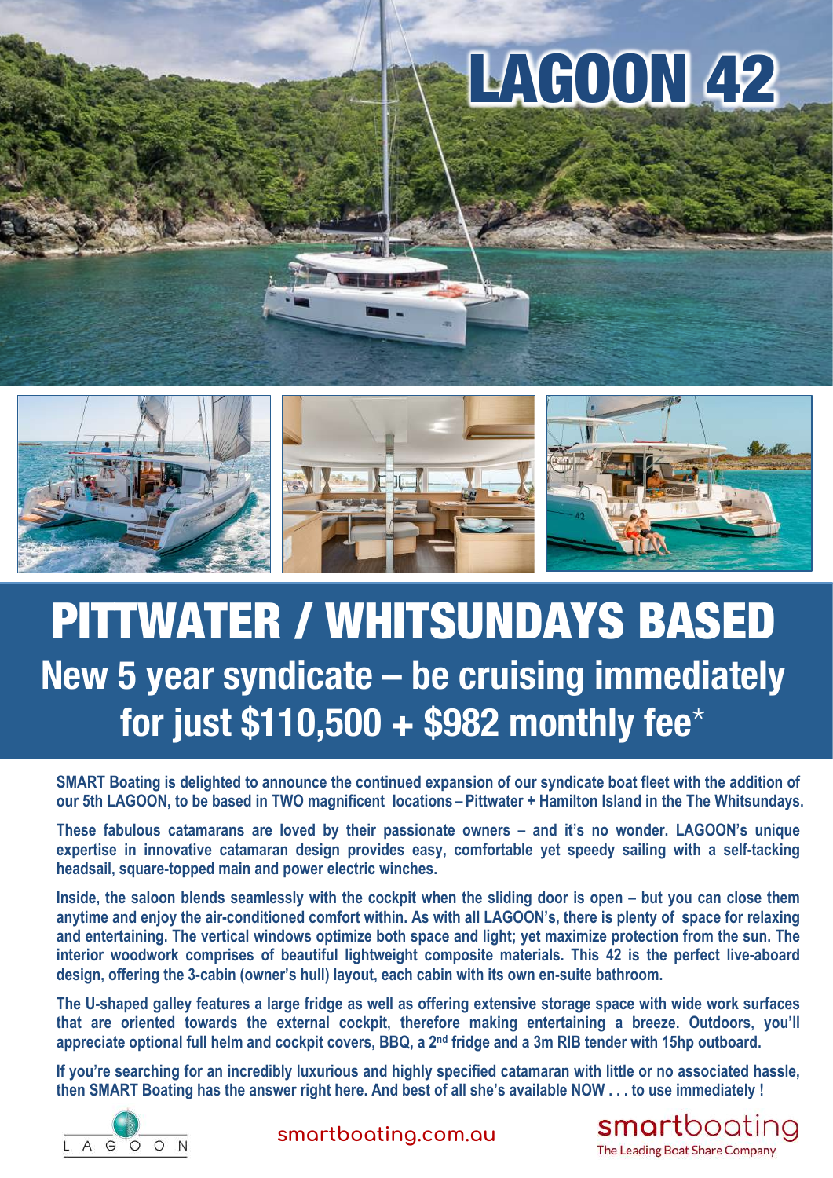# LAGOON 42

## PITTWATER / WHITSUNDAYS BASED

### New 5 year syndicate – be cruising immediately for just $110,500 + $982 monthly fee*

**SMART Boating is delighted to announce the continued expansion of our syndicate boat fleet with the addition of our 5th LAGOON, to be based in TWO magnificent locations – Pittwater + Hamilton Island in the The Whitsundays.**

**These fabulous catamarans are loved by their passionate owners – and it's no wonder. LAGOON's unique expertise in innovative catamaran design provides easy, comfortable yet speedy sailing with a self-tacking headsail, square-topped main and power electric winches.**

**Inside, the saloon blends seamlessly with the cockpit when the sliding door is open – but you can close them anytime and enjoy the air-conditioned comfort within. As with all LAGOON's, there is plenty of space for relaxing and entertaining. The vertical windows optimize both space and light; yet maximize protection from the sun. The interior woodwork comprises of beautiful lightweight composite materials. This 42 is the perfect live-aboard design, offering the 3-cabin (owner's hull) layout, each cabin with its own en-suite bathroom.**

**The U-shaped galley features a large fridge as well as offering extensive storage space with wide work surfaces that are oriented towards the external cockpit, therefore making entertaining a breeze. Outdoors, you'll appreciate optional full helm and cockpit covers, BBQ, a 2nd fridge and a 3m RIB tender with 15hp outboard.**

**If you're searching for an incredibly luxurious and highly specified catamaran with little or no associated hassle, then SMART Boating has the answer right here. And best of all she's available NOW . . . to use immediately !**

LAGOON

smartboating.com.au

smartboating
The Leading Boat Share Company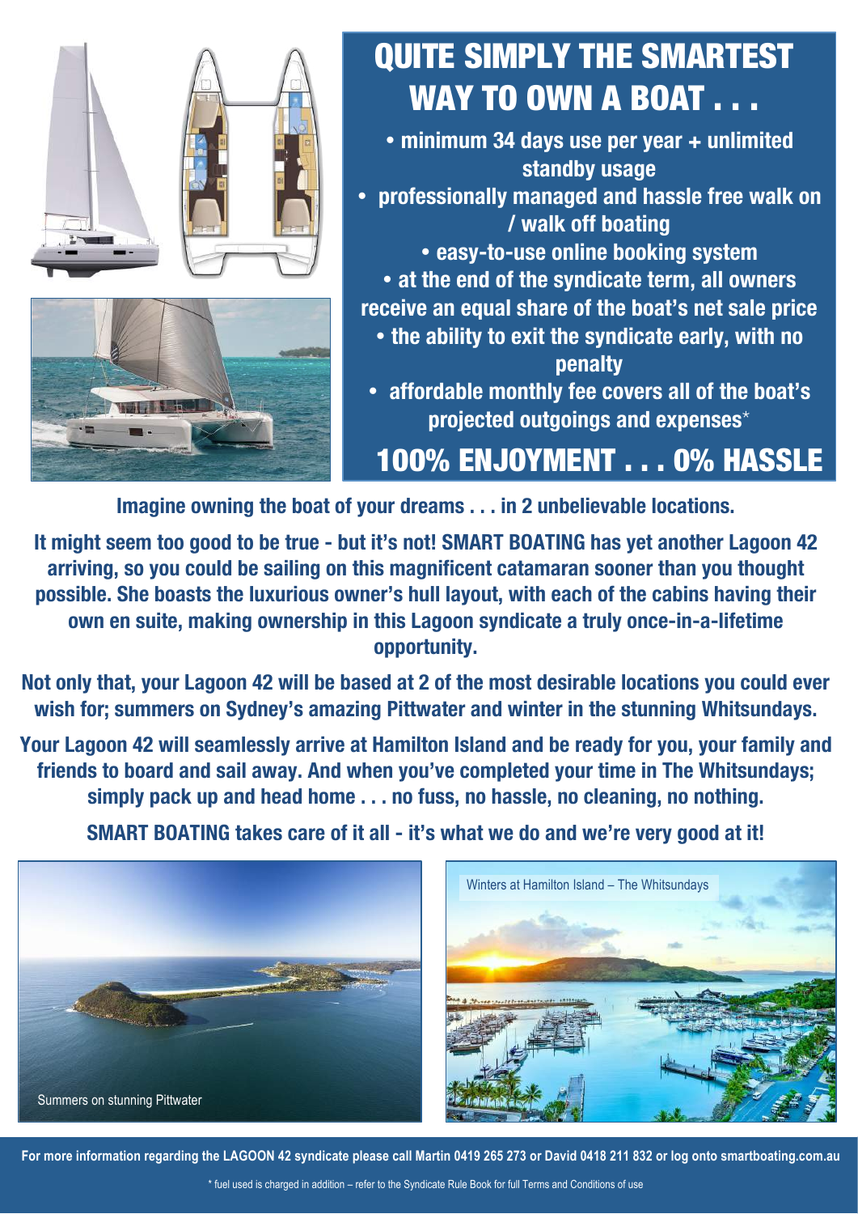# QUITE SIMPLY THE SMARTEST WAY TO OWN A BOAT . . .

- **minimum 34 days use per year + unlimited standby usage**
- **professionally managed and hassle free walk on / walk off boating**
- **easy-to-use online booking system**
- **at the end of the syndicate term, all owners receive an equal share of the boat's net sale price**
- **the ability to exit the syndicate early, with no penalty**
- **affordable monthly fee covers all of the boat's projected outgoings and expenses***

## 100% ENJOYMENT . . . 0% HASSLE

**Imagine owning the boat of your dreams . . . in 2 unbelievable locations.**

**It might seem too good to be true - but it's not! SMART BOATING has yet another Lagoon 42 arriving, so you could be sailing on this magnificent catamaran sooner than you thought possible. She boasts the luxurious owner's hull layout, with each of the cabins having their own en suite, making ownership in this Lagoon syndicate a truly once-in-a-lifetime opportunity.**

**Not only that, your Lagoon 42 will be based at 2 of the most desirable locations you could ever wish for; summers on Sydney's amazing Pittwater and winter in the stunning Whitsundays.**

**Your Lagoon 42 will seamlessly arrive at Hamilton Island and be ready for you, your family and friends to board and sail away. And when you've completed your time in The Whitsundays; simply pack up and head home . . . no fuss, no hassle, no cleaning, no nothing.**

**SMART BOATING takes care of it all - it's what we do and we're very good at it!**

Summers on stunning Pittwater

Winters at Hamilton Island – The Whitsundays

**For more information regarding the LAGOON 42 syndicate please call Martin 0419 265 273 or David 0418 211 832 or log onto smartboating.com.au**

* fuel used is charged in addition – refer to the Syndicate Rule Book for full Terms and Conditions of use